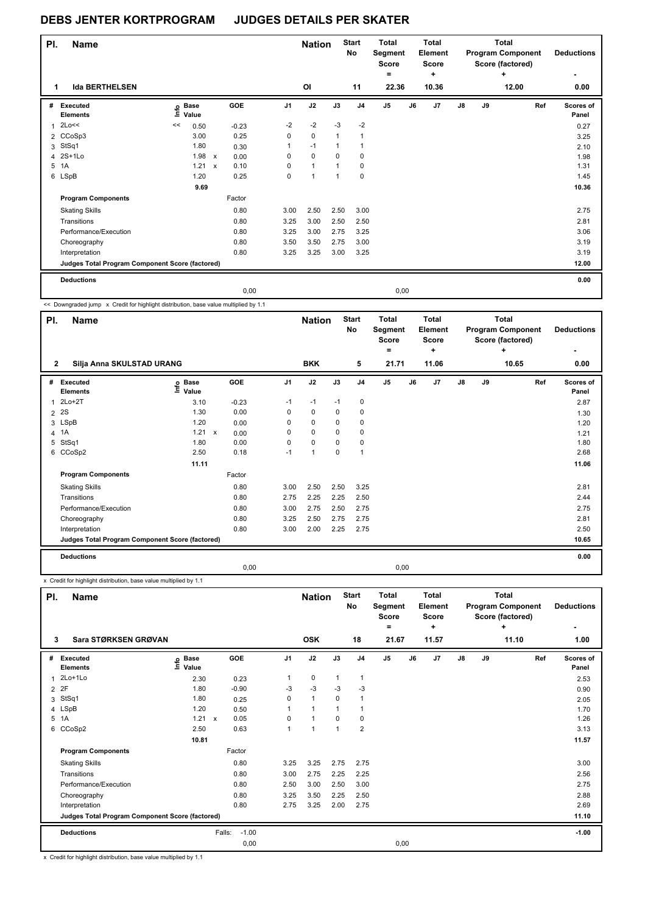# DEBS JENTER KORTPROGRAM JUDGES DETAILS PER SKATER

| Pl. | Name | Nation | Start No | Total Segment Score = | Total Element Score + | Total Program Component Score (factored) + | Deductions - |
|---|---|---|---|---|---|---|---|
| 1 | Ida BERTHELSEN | OI | 11 | 22.36 | 10.36 | 12.00 | 0.00 |

| # | Executed Elements | Info | Base Value | | GOE | J1 | J2 | J3 | J4 | J5 | J6 | J7 | J8 | J9 | Ref | Scores of Panel |
|---|---|---|---|---|---|---|---|---|---|---|---|---|---|---|---|---|
| 1 | 2Lo<< | << | 0.50 | | -0.23 | -2 | -2 | -3 | -2 | | | | | | | 0.27 |
| 2 | CCoSp3 | | 3.00 | | 0.25 | 0 | 0 | 1 | 1 | | | | | | | 3.25 |
| 3 | StSq1 | | 1.80 | | 0.30 | 1 | -1 | 1 | 1 | | | | | | | 2.10 |
| 4 | 2S+1Lo | | 1.98 | x | 0.00 | 0 | 0 | 0 | 0 | | | | | | | 1.98 |
| 5 | 1A | | 1.21 | x | 0.10 | 0 | 1 | 1 | 0 | | | | | | | 1.31 |
| 6 | LSpB | | 1.20 | | 0.25 | 0 | 1 | 1 | 0 | | | | | | | 1.45 |
| | | | 9.69 | | | | | | | | | | | | | 10.36 |
| | **Program Components** | | | | Factor | | | | | | | | | | | |
| | Skating Skills | | | | 0.80 | 3.00 | 2.50 | 2.50 | 3.00 | | | | | | | 2.75 |
| | Transitions | | | | 0.80 | 3.25 | 3.00 | 2.50 | 2.50 | | | | | | | 2.81 |
| | Performance/Execution | | | | 0.80 | 3.25 | 3.00 | 2.75 | 3.25 | | | | | | | 3.06 |
| | Choreography | | | | 0.80 | 3.50 | 3.50 | 2.75 | 3.00 | | | | | | | 3.19 |
| | Interpretation | | | | 0.80 | 3.25 | 3.25 | 3.00 | 3.25 | | | | | | | 3.19 |
| | **Judges Total Program Component Score (factored)** | | | | | | | | | | | | | | | 12.00 |
| | **Deductions** | | | | | | | | | | | | | | | 0.00 |
| | | | | | 0,00 | | | | | 0,00 | | | | | | |

<< Downgraded jump x Credit for highlight distribution, base value multiplied by 1.1

| Pl. | Name | Nation | Start No | Total Segment Score = | Total Element Score + | Total Program Component Score (factored) + | Deductions - |
|---|---|---|---|---|---|---|---|
| 2 | Silja Anna SKULSTAD URANG | BKK | 5 | 21.71 | 11.06 | 10.65 | 0.00 |

| # | Executed Elements | Info | Base Value | | GOE | J1 | J2 | J3 | J4 | J5 | J6 | J7 | J8 | J9 | Ref | Scores of Panel |
|---|---|---|---|---|---|---|---|---|---|---|---|---|---|---|---|---|
| 1 | 2Lo+2T | | 3.10 | | -0.23 | -1 | -1 | -1 | 0 | | | | | | | 2.87 |
| 2 | 2S | | 1.30 | | 0.00 | 0 | 0 | 0 | 0 | | | | | | | 1.30 |
| 3 | LSpB | | 1.20 | | 0.00 | 0 | 0 | 0 | 0 | | | | | | | 1.20 |
| 4 | 1A | | 1.21 | x | 0.00 | 0 | 0 | 0 | 0 | | | | | | | 1.21 |
| 5 | StSq1 | | 1.80 | | 0.00 | 0 | 0 | 0 | 0 | | | | | | | 1.80 |
| 6 | CCoSp2 | | 2.50 | | 0.18 | -1 | 1 | 0 | 1 | | | | | | | 2.68 |
| | | | 11.11 | | | | | | | | | | | | | 11.06 |
| | **Program Components** | | | | Factor | | | | | | | | | | | |
| | Skating Skills | | | | 0.80 | 3.00 | 2.50 | 2.50 | 3.25 | | | | | | | 2.81 |
| | Transitions | | | | 0.80 | 2.75 | 2.25 | 2.25 | 2.50 | | | | | | | 2.44 |
| | Performance/Execution | | | | 0.80 | 3.00 | 2.75 | 2.50 | 2.75 | | | | | | | 2.75 |
| | Choreography | | | | 0.80 | 3.25 | 2.50 | 2.75 | 2.75 | | | | | | | 2.81 |
| | Interpretation | | | | 0.80 | 3.00 | 2.00 | 2.25 | 2.75 | | | | | | | 2.50 |
| | **Judges Total Program Component Score (factored)** | | | | | | | | | | | | | | | 10.65 |
| | **Deductions** | | | | | | | | | | | | | | | 0.00 |
| | | | | | 0,00 | | | | | 0,00 | | | | | | |

x Credit for highlight distribution, base value multiplied by 1.1

| Pl. | Name | Nation | Start No | Total Segment Score = | Total Element Score + | Total Program Component Score (factored) + | Deductions - |
|---|---|---|---|---|---|---|---|
| 3 | Sara STØRKSEN GRØVAN | OSK | 18 | 21.67 | 11.57 | 11.10 | 1.00 |

| # | Executed Elements | Info | Base Value | | GOE | J1 | J2 | J3 | J4 | J5 | J6 | J7 | J8 | J9 | Ref | Scores of Panel |
|---|---|---|---|---|---|---|---|---|---|---|---|---|---|---|---|---|
| 1 | 2Lo+1Lo | | 2.30 | | 0.23 | 1 | 0 | 1 | 1 | | | | | | | 2.53 |
| 2 | 2F | | 1.80 | | -0.90 | -3 | -3 | -3 | -3 | | | | | | | 0.90 |
| 3 | StSq1 | | 1.80 | | 0.25 | 0 | 1 | 0 | 1 | | | | | | | 2.05 |
| 4 | LSpB | | 1.20 | | 0.50 | 1 | 1 | 1 | 1 | | | | | | | 1.70 |
| 5 | 1A | | 1.21 | x | 0.05 | 0 | 1 | 0 | 0 | | | | | | | 1.26 |
| 6 | CCoSp2 | | 2.50 | | 0.63 | 1 | 1 | 1 | 2 | | | | | | | 3.13 |
| | | | 10.81 | | | | | | | | | | | | | 11.57 |
| | **Program Components** | | | | Factor | | | | | | | | | | | |
| | Skating Skills | | | | 0.80 | 3.25 | 3.25 | 2.75 | 2.75 | | | | | | | 3.00 |
| | Transitions | | | | 0.80 | 3.00 | 2.75 | 2.25 | 2.25 | | | | | | | 2.56 |
| | Performance/Execution | | | | 0.80 | 2.50 | 3.00 | 2.50 | 3.00 | | | | | | | 2.75 |
| | Choreography | | | | 0.80 | 3.25 | 3.50 | 2.25 | 2.50 | | | | | | | 2.88 |
| | Interpretation | | | | 0.80 | 2.75 | 3.25 | 2.00 | 2.75 | | | | | | | 2.69 |
| | **Judges Total Program Component Score (factored)** | | | | | | | | | | | | | | | 11.10 |
| | **Deductions** | | | Falls: | -1.00 | | | | | | | | | | | -1.00 |
| | | | | | 0,00 | | | | | 0,00 | | | | | | |

x Credit for highlight distribution, base value multiplied by 1.1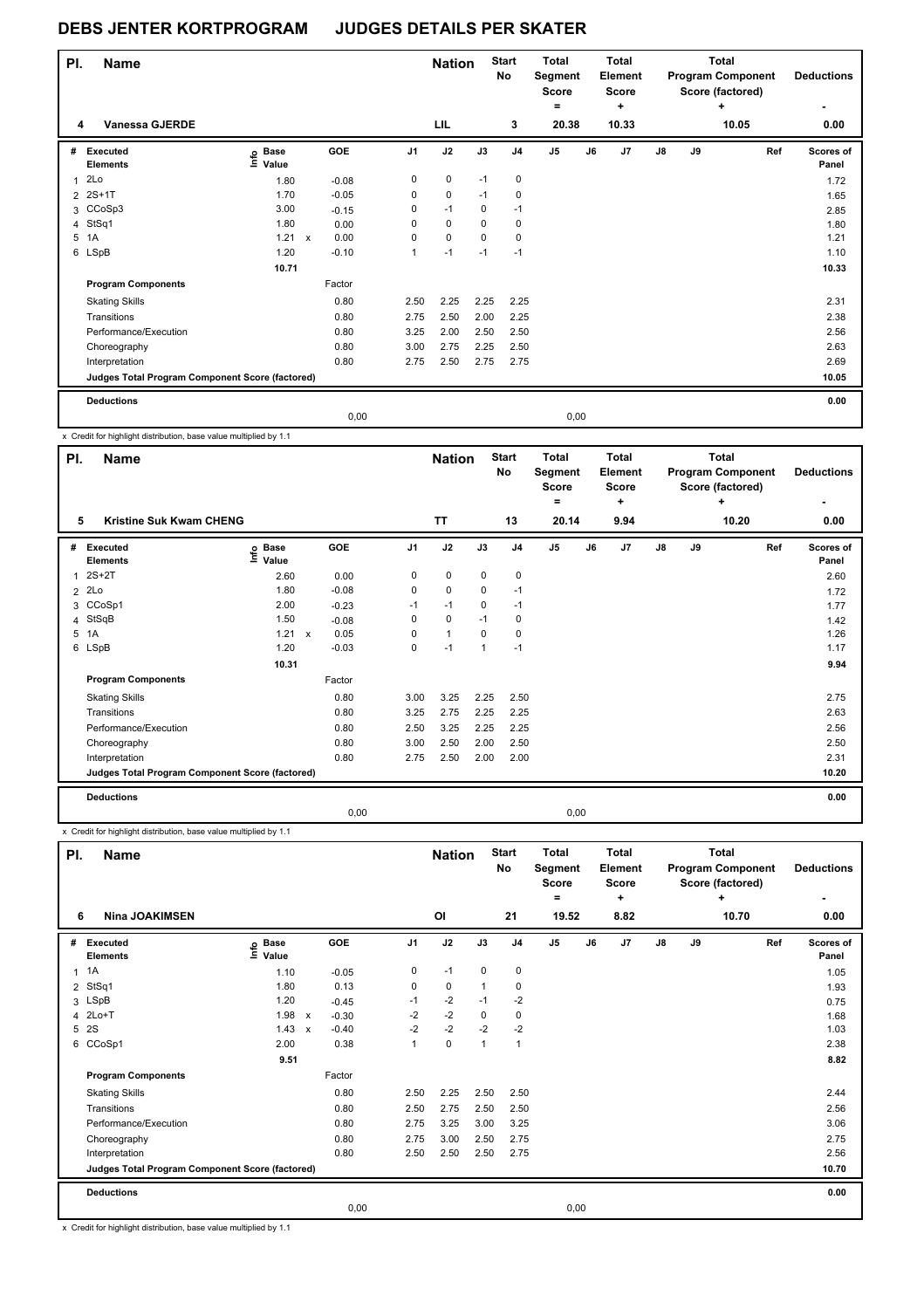# DEBS JENTER KORTPROGRAM JUDGES DETAILS PER SKATER

| Pl. | Name | Nation | Start No | Total Segment Score = | Total Element Score + | Total Program Component Score (factored) + | Deductions - |
|---|---|---|---|---|---|---|---|
| 4 | Vanessa GJERDE | LIL | 3 | 20.38 | 10.33 | 10.05 | 0.00 |

| # | Executed Elements | Info | Base Value | | GOE | J1 | J2 | J3 | J4 | J5 | J6 | J7 | J8 | J9 | Ref | Scores of Panel |
|---|---|---|---|---|---|---|---|---|---|---|---|---|---|---|---|---|
| 1 | 2Lo | | 1.80 | | -0.08 | 0 | 0 | -1 | 0 | | | | | | | 1.72 |
| 2 | 2S+1T | | 1.70 | | -0.05 | 0 | 0 | -1 | 0 | | | | | | | 1.65 |
| 3 | CCoSp3 | | 3.00 | | -0.15 | 0 | -1 | 0 | -1 | | | | | | | 2.85 |
| 4 | StSq1 | | 1.80 | | 0.00 | 0 | 0 | 0 | 0 | | | | | | | 1.80 |
| 5 | 1A | | 1.21 | x | 0.00 | 0 | 0 | 0 | 0 | | | | | | | 1.21 |
| 6 | LSpB | | 1.20 | | -0.10 | 1 | -1 | -1 | -1 | | | | | | | 1.10 |
| | | | 10.71 | | | | | | | | | | | | | 10.33 |
| | **Program Components** | | | | Factor | | | | | | | | | | | |
| | Skating Skills | | | | 0.80 | 2.50 | 2.25 | 2.25 | 2.25 | | | | | | | 2.31 |
| | Transitions | | | | 0.80 | 2.75 | 2.50 | 2.00 | 2.25 | | | | | | | 2.38 |
| | Performance/Execution | | | | 0.80 | 3.25 | 2.00 | 2.50 | 2.50 | | | | | | | 2.56 |
| | Choreography | | | | 0.80 | 3.00 | 2.75 | 2.25 | 2.50 | | | | | | | 2.63 |
| | Interpretation | | | | 0.80 | 2.75 | 2.50 | 2.75 | 2.75 | | | | | | | 2.69 |
| | **Judges Total Program Component Score (factored)** | | | | | | | | | | | | | | | 10.05 |
| | **Deductions** | | | | | | | | | | | | | | | 0.00 |
| | | | | | 0,00 | | | | | 0,00 | | | | | | |

x Credit for highlight distribution, base value multiplied by 1.1

| Pl. | Name | Nation | Start No | Total Segment Score = | Total Element Score + | Total Program Component Score (factored) + | Deductions - |
|---|---|---|---|---|---|---|---|
| 5 | Kristine Suk Kwam CHENG | TT | 13 | 20.14 | 9.94 | 10.20 | 0.00 |

| # | Executed Elements | Info | Base Value | | GOE | J1 | J2 | J3 | J4 | J5 | J6 | J7 | J8 | J9 | Ref | Scores of Panel |
|---|---|---|---|---|---|---|---|---|---|---|---|---|---|---|---|---|
| 1 | 2S+2T | | 2.60 | | 0.00 | 0 | 0 | 0 | 0 | | | | | | | 2.60 |
| 2 | 2Lo | | 1.80 | | -0.08 | 0 | 0 | 0 | -1 | | | | | | | 1.72 |
| 3 | CCoSp1 | | 2.00 | | -0.23 | -1 | -1 | 0 | -1 | | | | | | | 1.77 |
| 4 | StSqB | | 1.50 | | -0.08 | 0 | 0 | -1 | 0 | | | | | | | 1.42 |
| 5 | 1A | | 1.21 | x | 0.05 | 0 | 1 | 0 | 0 | | | | | | | 1.26 |
| 6 | LSpB | | 1.20 | | -0.03 | 0 | -1 | 1 | -1 | | | | | | | 1.17 |
| | | | 10.31 | | | | | | | | | | | | | 9.94 |
| | **Program Components** | | | | Factor | | | | | | | | | | | |
| | Skating Skills | | | | 0.80 | 3.00 | 3.25 | 2.25 | 2.50 | | | | | | | 2.75 |
| | Transitions | | | | 0.80 | 3.25 | 2.75 | 2.25 | 2.25 | | | | | | | 2.63 |
| | Performance/Execution | | | | 0.80 | 2.50 | 3.25 | 2.25 | 2.25 | | | | | | | 2.56 |
| | Choreography | | | | 0.80 | 3.00 | 2.50 | 2.00 | 2.50 | | | | | | | 2.50 |
| | Interpretation | | | | 0.80 | 2.75 | 2.50 | 2.00 | 2.00 | | | | | | | 2.31 |
| | **Judges Total Program Component Score (factored)** | | | | | | | | | | | | | | | 10.20 |
| | **Deductions** | | | | | | | | | | | | | | | 0.00 |
| | | | | | 0,00 | | | | | 0,00 | | | | | | |

x Credit for highlight distribution, base value multiplied by 1.1

| Pl. | Name | Nation | Start No | Total Segment Score = | Total Element Score + | Total Program Component Score (factored) + | Deductions - |
|---|---|---|---|---|---|---|---|
| 6 | Nina JOAKIMSEN | OI | 21 | 19.52 | 8.82 | 10.70 | 0.00 |

| # | Executed Elements | Info | Base Value | | GOE | J1 | J2 | J3 | J4 | J5 | J6 | J7 | J8 | J9 | Ref | Scores of Panel |
|---|---|---|---|---|---|---|---|---|---|---|---|---|---|---|---|---|
| 1 | 1A | | 1.10 | | -0.05 | 0 | -1 | 0 | 0 | | | | | | | 1.05 |
| 2 | StSq1 | | 1.80 | | 0.13 | 0 | 0 | 1 | 0 | | | | | | | 1.93 |
| 3 | LSpB | | 1.20 | | -0.45 | -1 | -2 | -1 | -2 | | | | | | | 0.75 |
| 4 | 2Lo+T | | 1.98 | x | -0.30 | -2 | -2 | 0 | 0 | | | | | | | 1.68 |
| 5 | 2S | | 1.43 | x | -0.40 | -2 | -2 | -2 | -2 | | | | | | | 1.03 |
| 6 | CCoSp1 | | 2.00 | | 0.38 | 1 | 0 | 1 | 1 | | | | | | | 2.38 |
| | | | 9.51 | | | | | | | | | | | | | 8.82 |
| | **Program Components** | | | | Factor | | | | | | | | | | | |
| | Skating Skills | | | | 0.80 | 2.50 | 2.25 | 2.50 | 2.50 | | | | | | | 2.44 |
| | Transitions | | | | 0.80 | 2.50 | 2.75 | 2.50 | 2.50 | | | | | | | 2.56 |
| | Performance/Execution | | | | 0.80 | 2.75 | 3.25 | 3.00 | 3.25 | | | | | | | 3.06 |
| | Choreography | | | | 0.80 | 2.75 | 3.00 | 2.50 | 2.75 | | | | | | | 2.75 |
| | Interpretation | | | | 0.80 | 2.50 | 2.50 | 2.50 | 2.75 | | | | | | | 2.56 |
| | **Judges Total Program Component Score (factored)** | | | | | | | | | | | | | | | 10.70 |
| | **Deductions** | | | | | | | | | | | | | | | 0.00 |
| | | | | | 0,00 | | | | | 0,00 | | | | | | |

x Credit for highlight distribution, base value multiplied by 1.1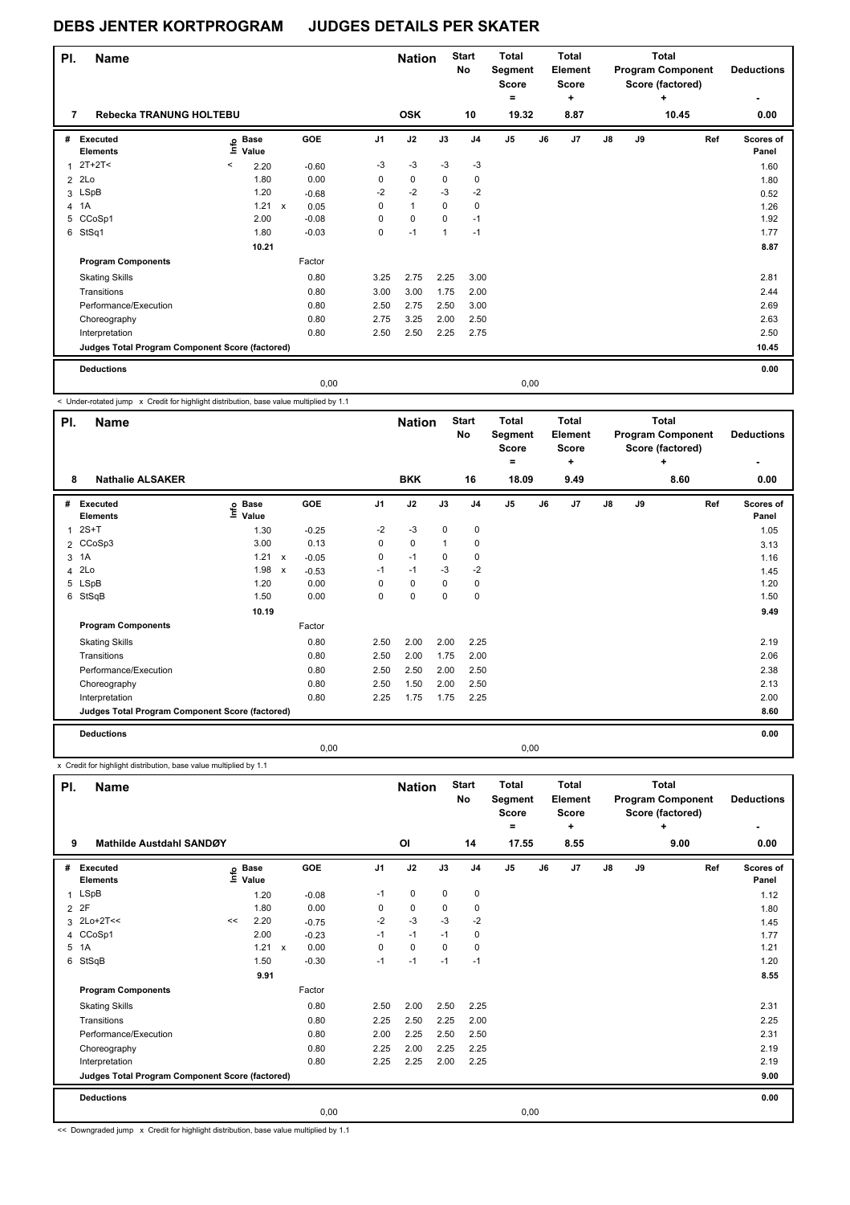# DEBS JENTER KORTPROGRAM JUDGES DETAILS PER SKATER

| Pl. | Name | Nation | Start No | Total Segment Score = | Total Element Score + | Total Program Component Score (factored) + | Deductions - |
|---|---|---|---|---|---|---|---|
| 7 | Rebecka TRANUNG HOLTEBU | OSK | 10 | 19.32 | 8.87 | 10.45 | 0.00 |

| # | Executed Elements | Info | Base Value | | GOE | J1 | J2 | J3 | J4 | J5 | J6 | J7 | J8 | J9 | Ref | Scores of Panel |
|---|---|---|---|---|---|---|---|---|---|---|---|---|---|---|---|---|
| 1 | 2T+2T< | < | 2.20 | | -0.60 | -3 | -3 | -3 | -3 | | | | | | | 1.60 |
| 2 | 2Lo | | 1.80 | | 0.00 | 0 | 0 | 0 | 0 | | | | | | | 1.80 |
| 3 | LSpB | | 1.20 | | -0.68 | -2 | -2 | -3 | -2 | | | | | | | 0.52 |
| 4 | 1A | | 1.21 | x | 0.05 | 0 | 1 | 0 | 0 | | | | | | | 1.26 |
| 5 | CCoSp1 | | 2.00 | | -0.08 | 0 | 0 | 0 | -1 | | | | | | | 1.92 |
| 6 | StSq1 | | 1.80 | | -0.03 | 0 | -1 | 1 | -1 | | | | | | | 1.77 |
| | | | 10.21 | | | | | | | | | | | | | 8.87 |
| | **Program Components** | | | | Factor | | | | | | | | | | | |
| | Skating Skills | | | | 0.80 | 3.25 | 2.75 | 2.25 | 3.00 | | | | | | | 2.81 |
| | Transitions | | | | 0.80 | 3.00 | 3.00 | 1.75 | 2.00 | | | | | | | 2.44 |
| | Performance/Execution | | | | 0.80 | 2.50 | 2.75 | 2.50 | 3.00 | | | | | | | 2.69 |
| | Choreography | | | | 0.80 | 2.75 | 3.25 | 2.00 | 2.50 | | | | | | | 2.63 |
| | Interpretation | | | | 0.80 | 2.50 | 2.50 | 2.25 | 2.75 | | | | | | | 2.50 |
| | **Judges Total Program Component Score (factored)** | | | | | | | | | | | | | | | 10.45 |
| | **Deductions** | | | | | | | | | | | | | | | 0.00 |
| | | | | | 0,00 | | | | | 0,00 | | | | | | |

< Under-rotated jump x Credit for highlight distribution, base value multiplied by 1.1

| Pl. | Name | Nation | Start No | Total Segment Score = | Total Element Score + | Total Program Component Score (factored) + | Deductions - |
|---|---|---|---|---|---|---|---|
| 8 | Nathalie ALSAKER | BKK | 16 | 18.09 | 9.49 | 8.60 | 0.00 |

| # | Executed Elements | Info | Base Value | | GOE | J1 | J2 | J3 | J4 | J5 | J6 | J7 | J8 | J9 | Ref | Scores of Panel |
|---|---|---|---|---|---|---|---|---|---|---|---|---|---|---|---|---|
| 1 | 2S+T | | 1.30 | | -0.25 | -2 | -3 | 0 | 0 | | | | | | | 1.05 |
| 2 | CCoSp3 | | 3.00 | | 0.13 | 0 | 0 | 1 | 0 | | | | | | | 3.13 |
| 3 | 1A | | 1.21 | x | -0.05 | 0 | -1 | 0 | 0 | | | | | | | 1.16 |
| 4 | 2Lo | | 1.98 | x | -0.53 | -1 | -1 | -3 | -2 | | | | | | | 1.45 |
| 5 | LSpB | | 1.20 | | 0.00 | 0 | 0 | 0 | 0 | | | | | | | 1.20 |
| 6 | StSqB | | 1.50 | | 0.00 | 0 | 0 | 0 | 0 | | | | | | | 1.50 |
| | | | 10.19 | | | | | | | | | | | | | 9.49 |
| | **Program Components** | | | | Factor | | | | | | | | | | | |
| | Skating Skills | | | | 0.80 | 2.50 | 2.00 | 2.00 | 2.25 | | | | | | | 2.19 |
| | Transitions | | | | 0.80 | 2.50 | 2.00 | 1.75 | 2.00 | | | | | | | 2.06 |
| | Performance/Execution | | | | 0.80 | 2.50 | 2.50 | 2.00 | 2.50 | | | | | | | 2.38 |
| | Choreography | | | | 0.80 | 2.50 | 1.50 | 2.00 | 2.50 | | | | | | | 2.13 |
| | Interpretation | | | | 0.80 | 2.25 | 1.75 | 1.75 | 2.25 | | | | | | | 2.00 |
| | **Judges Total Program Component Score (factored)** | | | | | | | | | | | | | | | 8.60 |
| | **Deductions** | | | | | | | | | | | | | | | 0.00 |
| | | | | | 0,00 | | | | | 0,00 | | | | | | |

x Credit for highlight distribution, base value multiplied by 1.1

| Pl. | Name | Nation | Start No | Total Segment Score = | Total Element Score + | Total Program Component Score (factored) + | Deductions - |
|---|---|---|---|---|---|---|---|
| 9 | Mathilde Austdahl SANDØY | OI | 14 | 17.55 | 8.55 | 9.00 | 0.00 |

| # | Executed Elements | Info | Base Value | | GOE | J1 | J2 | J3 | J4 | J5 | J6 | J7 | J8 | J9 | Ref | Scores of Panel |
|---|---|---|---|---|---|---|---|---|---|---|---|---|---|---|---|---|
| 1 | LSpB | | 1.20 | | -0.08 | -1 | 0 | 0 | 0 | | | | | | | 1.12 |
| 2 | 2F | | 1.80 | | 0.00 | 0 | 0 | 0 | 0 | | | | | | | 1.80 |
| 3 | 2Lo+2T<< | << | 2.20 | | -0.75 | -2 | -3 | -3 | -2 | | | | | | | 1.45 |
| 4 | CCoSp1 | | 2.00 | | -0.23 | -1 | -1 | -1 | 0 | | | | | | | 1.77 |
| 5 | 1A | | 1.21 | x | 0.00 | 0 | 0 | 0 | 0 | | | | | | | 1.21 |
| 6 | StSqB | | 1.50 | | -0.30 | -1 | -1 | -1 | -1 | | | | | | | 1.20 |
| | | | 9.91 | | | | | | | | | | | | | 8.55 |
| | **Program Components** | | | | Factor | | | | | | | | | | | |
| | Skating Skills | | | | 0.80 | 2.50 | 2.00 | 2.50 | 2.25 | | | | | | | 2.31 |
| | Transitions | | | | 0.80 | 2.25 | 2.50 | 2.25 | 2.00 | | | | | | | 2.25 |
| | Performance/Execution | | | | 0.80 | 2.00 | 2.25 | 2.50 | 2.50 | | | | | | | 2.31 |
| | Choreography | | | | 0.80 | 2.25 | 2.00 | 2.25 | 2.25 | | | | | | | 2.19 |
| | Interpretation | | | | 0.80 | 2.25 | 2.25 | 2.00 | 2.25 | | | | | | | 2.19 |
| | **Judges Total Program Component Score (factored)** | | | | | | | | | | | | | | | 9.00 |
| | **Deductions** | | | | | | | | | | | | | | | 0.00 |
| | | | | | 0,00 | | | | | 0,00 | | | | | | |

<< Downgraded jump x Credit for highlight distribution, base value multiplied by 1.1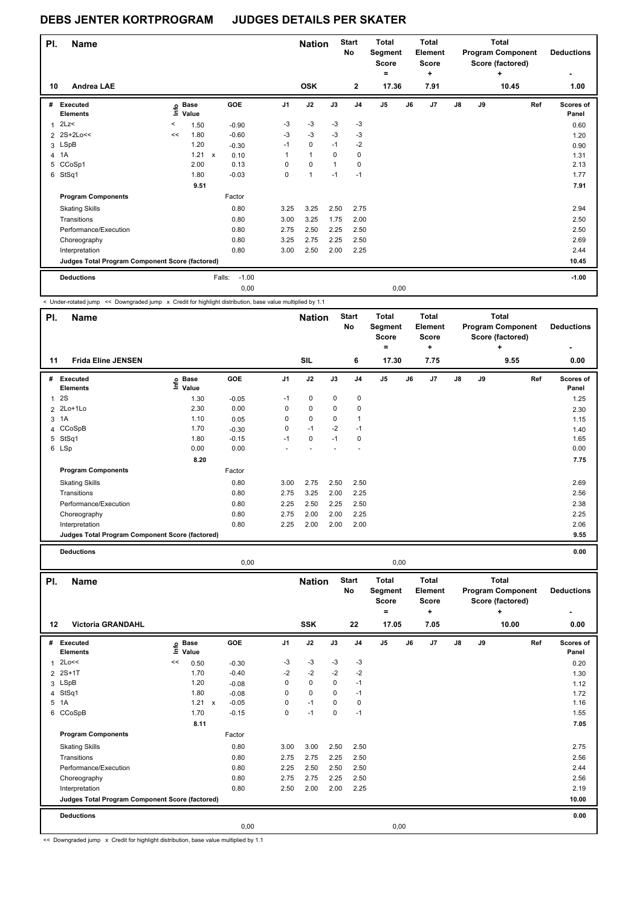# DEBS JENTER KORTPROGRAM JUDGES DETAILS PER SKATER

| Pl. | Name | Nation | Start No | Total Segment Score = | Total Element Score + | Total Program Component Score (factored) + | Deductions - |
|---|---|---|---|---|---|---|---|
| 10 | Andrea LAE | OSK | 2 | 17.36 | 7.91 | 10.45 | 1.00 |

| # | Executed Elements | Info | Base Value | | GOE | J1 | J2 | J3 | J4 | J5 | J6 | J7 | J8 | J9 | Ref | Scores of Panel |
|---|---|---|---|---|---|---|---|---|---|---|---|---|---|---|---|---|
| 1 | 2Lz< | < | 1.50 | | -0.90 | -3 | -3 | -3 | -3 | | | | | | | 0.60 |
| 2 | 2S+2Lo<< | << | 1.80 | | -0.60 | -3 | -3 | -3 | -3 | | | | | | | 1.20 |
| 3 | LSpB | | 1.20 | | -0.30 | -1 | 0 | -1 | -2 | | | | | | | 0.90 |
| 4 | 1A | | 1.21 | x | 0.10 | 1 | 1 | 0 | 0 | | | | | | | 1.31 |
| 5 | CCoSp1 | | 2.00 | | 0.13 | 0 | 0 | 1 | 0 | | | | | | | 2.13 |
| 6 | StSq1 | | 1.80 | | -0.03 | 0 | 1 | -1 | -1 | | | | | | | 1.77 |
| | | | 9.51 | | | | | | | | | | | | | 7.91 |
| | **Program Components** | | | | Factor | | | | | | | | | | | |
| | Skating Skills | | | | 0.80 | 3.25 | 3.25 | 2.50 | 2.75 | | | | | | | 2.94 |
| | Transitions | | | | 0.80 | 3.00 | 3.25 | 1.75 | 2.00 | | | | | | | 2.50 |
| | Performance/Execution | | | | 0.80 | 2.75 | 2.50 | 2.25 | 2.50 | | | | | | | 2.50 |
| | Choreography | | | | 0.80 | 3.25 | 2.75 | 2.25 | 2.50 | | | | | | | 2.69 |
| | Interpretation | | | | 0.80 | 3.00 | 2.50 | 2.00 | 2.25 | | | | | | | 2.44 |
| | **Judges Total Program Component Score (factored)** | | | | | | | | | | | | | | | 10.45 |
| | **Deductions** | | | Falls: | -1.00 | | | | | | | | | | | -1.00 |
| | | | | | 0,00 | | | | | 0,00 | | | | | | |

< Under-rotated jump << Downgraded jump x Credit for highlight distribution, base value multiplied by 1.1

| Pl. | Name | Nation | Start No | Total Segment Score = | Total Element Score + | Total Program Component Score (factored) + | Deductions - |
|---|---|---|---|---|---|---|---|
| 11 | Frida Eline JENSEN | SIL | 6 | 17.30 | 7.75 | 9.55 | 0.00 |

| # | Executed Elements | Info | Base Value | | GOE | J1 | J2 | J3 | J4 | J5 | J6 | J7 | J8 | J9 | Ref | Scores of Panel |
|---|---|---|---|---|---|---|---|---|---|---|---|---|---|---|---|---|
| 1 | 2S | | 1.30 | | -0.05 | -1 | 0 | 0 | 0 | | | | | | | 1.25 |
| 2 | 2Lo+1Lo | | 2.30 | | 0.00 | 0 | 0 | 0 | 0 | | | | | | | 2.30 |
| 3 | 1A | | 1.10 | | 0.05 | 0 | 0 | 0 | 1 | | | | | | | 1.15 |
| 4 | CCoSpB | | 1.70 | | -0.30 | 0 | -1 | -2 | -1 | | | | | | | 1.40 |
| 5 | StSq1 | | 1.80 | | -0.15 | -1 | 0 | -1 | 0 | | | | | | | 1.65 |
| 6 | LSp | | 0.00 | | 0.00 | - | - | - | - | | | | | | | 0.00 |
| | | | 8.20 | | | | | | | | | | | | | 7.75 |
| | **Program Components** | | | | Factor | | | | | | | | | | | |
| | Skating Skills | | | | 0.80 | 3.00 | 2.75 | 2.50 | 2.50 | | | | | | | 2.69 |
| | Transitions | | | | 0.80 | 2.75 | 3.25 | 2.00 | 2.25 | | | | | | | 2.56 |
| | Performance/Execution | | | | 0.80 | 2.25 | 2.50 | 2.25 | 2.50 | | | | | | | 2.38 |
| | Choreography | | | | 0.80 | 2.75 | 2.00 | 2.00 | 2.25 | | | | | | | 2.25 |
| | Interpretation | | | | 0.80 | 2.25 | 2.00 | 2.00 | 2.00 | | | | | | | 2.06 |
| | **Judges Total Program Component Score (factored)** | | | | | | | | | | | | | | | 9.55 |
| | **Deductions** | | | | | | | | | | | | | | | 0.00 |
| | | | | | 0,00 | | | | | 0,00 | | | | | | |

| Pl. | Name | Nation | Start No | Total Segment Score = | Total Element Score + | Total Program Component Score (factored) + | Deductions - |
|---|---|---|---|---|---|---|---|
| 12 | Victoria GRANDAHL | SSK | 22 | 17.05 | 7.05 | 10.00 | 0.00 |

| # | Executed Elements | Info | Base Value | | GOE | J1 | J2 | J3 | J4 | J5 | J6 | J7 | J8 | J9 | Ref | Scores of Panel |
|---|---|---|---|---|---|---|---|---|---|---|---|---|---|---|---|---|
| 1 | 2Lo<< | << | 0.50 | | -0.30 | -3 | -3 | -3 | -3 | | | | | | | 0.20 |
| 2 | 2S+1T | | 1.70 | | -0.40 | -2 | -2 | -2 | -2 | | | | | | | 1.30 |
| 3 | LSpB | | 1.20 | | -0.08 | 0 | 0 | 0 | -1 | | | | | | | 1.12 |
| 4 | StSq1 | | 1.80 | | -0.08 | 0 | 0 | 0 | -1 | | | | | | | 1.72 |
| 5 | 1A | | 1.21 | x | -0.05 | 0 | -1 | 0 | 0 | | | | | | | 1.16 |
| 6 | CCoSpB | | 1.70 | | -0.15 | 0 | -1 | 0 | -1 | | | | | | | 1.55 |
| | | | 8.11 | | | | | | | | | | | | | 7.05 |
| | **Program Components** | | | | Factor | | | | | | | | | | | |
| | Skating Skills | | | | 0.80 | 3.00 | 3.00 | 2.50 | 2.50 | | | | | | | 2.75 |
| | Transitions | | | | 0.80 | 2.75 | 2.75 | 2.25 | 2.50 | | | | | | | 2.56 |
| | Performance/Execution | | | | 0.80 | 2.25 | 2.50 | 2.50 | 2.50 | | | | | | | 2.44 |
| | Choreography | | | | 0.80 | 2.75 | 2.75 | 2.25 | 2.50 | | | | | | | 2.56 |
| | Interpretation | | | | 0.80 | 2.50 | 2.00 | 2.00 | 2.25 | | | | | | | 2.19 |
| | **Judges Total Program Component Score (factored)** | | | | | | | | | | | | | | | 10.00 |
| | **Deductions** | | | | | | | | | | | | | | | 0.00 |
| | | | | | 0,00 | | | | | 0,00 | | | | | | |

<< Downgraded jump x Credit for highlight distribution, base value multiplied by 1.1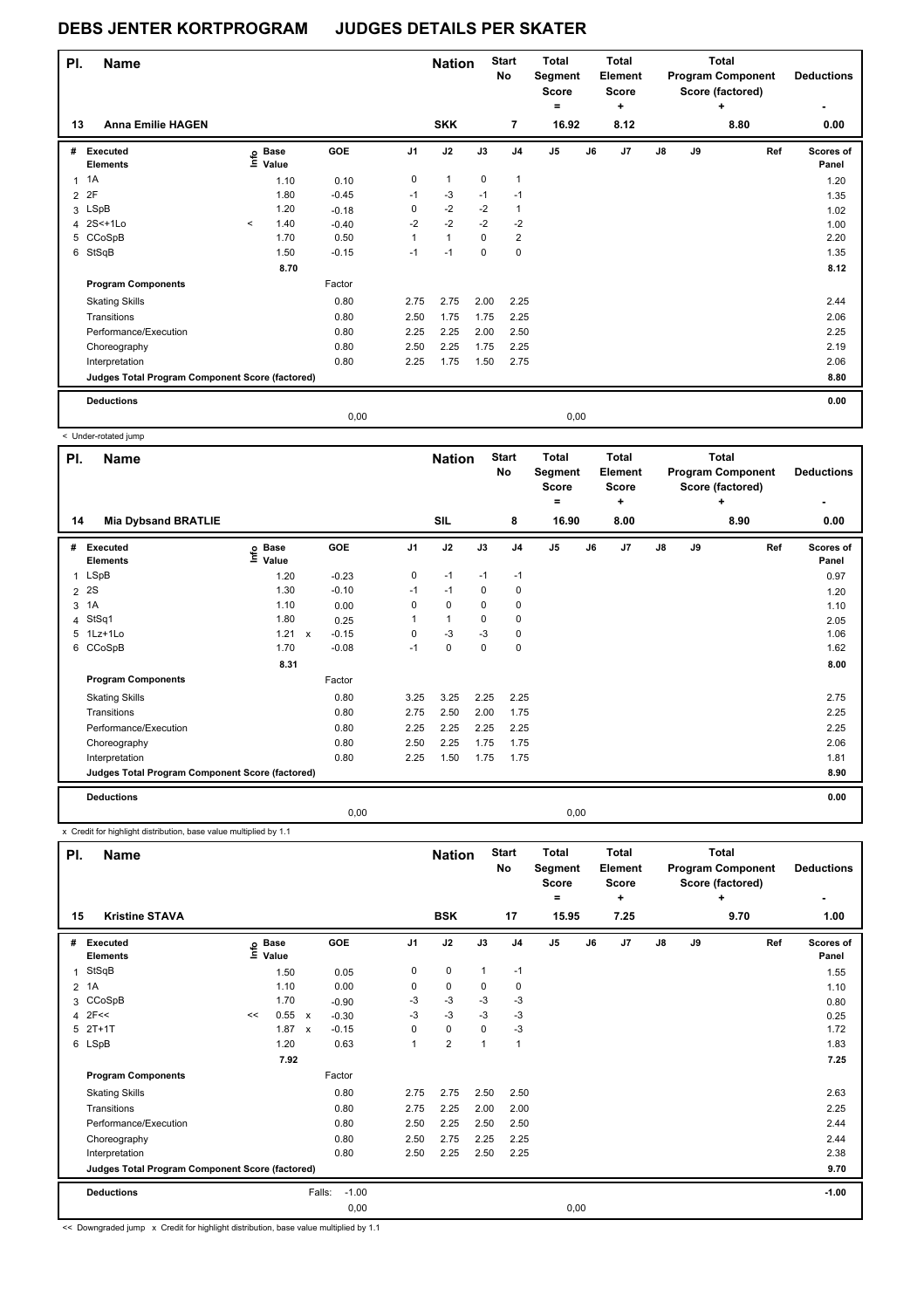# DEBS JENTER KORTPROGRAM JUDGES DETAILS PER SKATER

| Pl. | Name | Nation | Start No | Total Segment Score = | Total Element Score + | Total Program Component Score (factored) + | Deductions - |
|---|---|---|---|---|---|---|---|
| 13 | Anna Emilie HAGEN | SKK | 7 | 16.92 | 8.12 | 8.80 | 0.00 |

| # | Executed Elements | Info | Base Value | GOE | J1 | J2 | J3 | J4 | J5 | J6 | J7 | J8 | J9 | Ref | Scores of Panel |
|---|---|---|---|---|---|---|---|---|---|---|---|---|---|---|---|
| 1 | 1A | | 1.10 | 0.10 | 0 | 1 | 0 | 1 | | | | | | | 1.20 |
| 2 | 2F | | 1.80 | -0.45 | -1 | -3 | -1 | -1 | | | | | | | 1.35 |
| 3 | LSpB | | 1.20 | -0.18 | 0 | -2 | -2 | 1 | | | | | | | 1.02 |
| 4 | 2S<+1Lo | < | 1.40 | -0.40 | -2 | -2 | -2 | -2 | | | | | | | 1.00 |
| 5 | CCoSpB | | 1.70 | 0.50 | 1 | 1 | 0 | 2 | | | | | | | 2.20 |
| 6 | StSqB | | 1.50 | -0.15 | -1 | -1 | 0 | 0 | | | | | | | 1.35 |
| | | | 8.70 | | | | | | | | | | | | 8.12 |
| | **Program Components** | | | Factor | | | | | | | | | | | |
| | Skating Skills | | | 0.80 | 2.75 | 2.75 | 2.00 | 2.25 | | | | | | | 2.44 |
| | Transitions | | | 0.80 | 2.50 | 1.75 | 1.75 | 2.25 | | | | | | | 2.06 |
| | Performance/Execution | | | 0.80 | 2.25 | 2.25 | 2.00 | 2.50 | | | | | | | 2.25 |
| | Choreography | | | 0.80 | 2.50 | 2.25 | 1.75 | 2.25 | | | | | | | 2.19 |
| | Interpretation | | | 0.80 | 2.25 | 1.75 | 1.50 | 2.75 | | | | | | | 2.06 |
| | **Judges Total Program Component Score (factored)** | | | | | | | | | | | | | | 8.80 |
| | **Deductions** | | | | | | | | | | | | | | 0.00 |
| | | | | 0,00 | | | | | 0,00 | | | | | | |

< Under-rotated jump

| Pl. | Name | Nation | Start No | Total Segment Score = | Total Element Score + | Total Program Component Score (factored) + | Deductions - |
|---|---|---|---|---|---|---|---|
| 14 | Mia Dybsand BRATLIE | SIL | 8 | 16.90 | 8.00 | 8.90 | 0.00 |

| # | Executed Elements | Info | Base Value | GOE | J1 | J2 | J3 | J4 | J5 | J6 | J7 | J8 | J9 | Ref | Scores of Panel |
|---|---|---|---|---|---|---|---|---|---|---|---|---|---|---|---|
| 1 | LSpB | | 1.20 | -0.23 | 0 | -1 | -1 | -1 | | | | | | | 0.97 |
| 2 | 2S | | 1.30 | -0.10 | -1 | -1 | 0 | 0 | | | | | | | 1.20 |
| 3 | 1A | | 1.10 | 0.00 | 0 | 0 | 0 | 0 | | | | | | | 1.10 |
| 4 | StSq1 | | 1.80 | 0.25 | 1 | 1 | 0 | 0 | | | | | | | 2.05 |
| 5 | 1Lz+1Lo | | 1.21 x | -0.15 | 0 | -3 | -3 | 0 | | | | | | | 1.06 |
| 6 | CCoSpB | | 1.70 | -0.08 | -1 | 0 | 0 | 0 | | | | | | | 1.62 |
| | | | 8.31 | | | | | | | | | | | | 8.00 |
| | **Program Components** | | | Factor | | | | | | | | | | | |
| | Skating Skills | | | 0.80 | 3.25 | 3.25 | 2.25 | 2.25 | | | | | | | 2.75 |
| | Transitions | | | 0.80 | 2.75 | 2.50 | 2.00 | 1.75 | | | | | | | 2.25 |
| | Performance/Execution | | | 0.80 | 2.25 | 2.25 | 2.25 | 2.25 | | | | | | | 2.25 |
| | Choreography | | | 0.80 | 2.50 | 2.25 | 1.75 | 1.75 | | | | | | | 2.06 |
| | Interpretation | | | 0.80 | 2.25 | 1.50 | 1.75 | 1.75 | | | | | | | 1.81 |
| | **Judges Total Program Component Score (factored)** | | | | | | | | | | | | | | 8.90 |
| | **Deductions** | | | | | | | | | | | | | | 0.00 |
| | | | | 0,00 | | | | | 0,00 | | | | | | |

x Credit for highlight distribution, base value multiplied by 1.1

| Pl. | Name | Nation | Start No | Total Segment Score = | Total Element Score + | Total Program Component Score (factored) + | Deductions - |
|---|---|---|---|---|---|---|---|
| 15 | Kristine STAVA | BSK | 17 | 15.95 | 7.25 | 9.70 | 1.00 |

| # | Executed Elements | Info | Base Value | GOE | J1 | J2 | J3 | J4 | J5 | J6 | J7 | J8 | J9 | Ref | Scores of Panel |
|---|---|---|---|---|---|---|---|---|---|---|---|---|---|---|---|
| 1 | StSqB | | 1.50 | 0.05 | 0 | 0 | 1 | -1 | | | | | | | 1.55 |
| 2 | 1A | | 1.10 | 0.00 | 0 | 0 | 0 | 0 | | | | | | | 1.10 |
| 3 | CCoSpB | | 1.70 | -0.90 | -3 | -3 | -3 | -3 | | | | | | | 0.80 |
| 4 | 2F<< | << | 0.55 x | -0.30 | -3 | -3 | -3 | -3 | | | | | | | 0.25 |
| 5 | 2T+1T | | 1.87 x | -0.15 | 0 | 0 | 0 | -3 | | | | | | | 1.72 |
| 6 | LSpB | | 1.20 | 0.63 | 1 | 2 | 1 | 1 | | | | | | | 1.83 |
| | | | 7.92 | | | | | | | | | | | | 7.25 |
| | **Program Components** | | | Factor | | | | | | | | | | | |
| | Skating Skills | | | 0.80 | 2.75 | 2.75 | 2.50 | 2.50 | | | | | | | 2.63 |
| | Transitions | | | 0.80 | 2.75 | 2.25 | 2.00 | 2.00 | | | | | | | 2.25 |
| | Performance/Execution | | | 0.80 | 2.50 | 2.25 | 2.50 | 2.50 | | | | | | | 2.44 |
| | Choreography | | | 0.80 | 2.50 | 2.75 | 2.25 | 2.25 | | | | | | | 2.44 |
| | Interpretation | | | 0.80 | 2.50 | 2.25 | 2.50 | 2.25 | | | | | | | 2.38 |
| | **Judges Total Program Component Score (factored)** | | | | | | | | | | | | | | 9.70 |
| | **Deductions** | | Falls: | -1.00 | | | | | | | | | | | -1.00 |
| | | | | 0,00 | | | | | 0,00 | | | | | | |

<< Downgraded jump x Credit for highlight distribution, base value multiplied by 1.1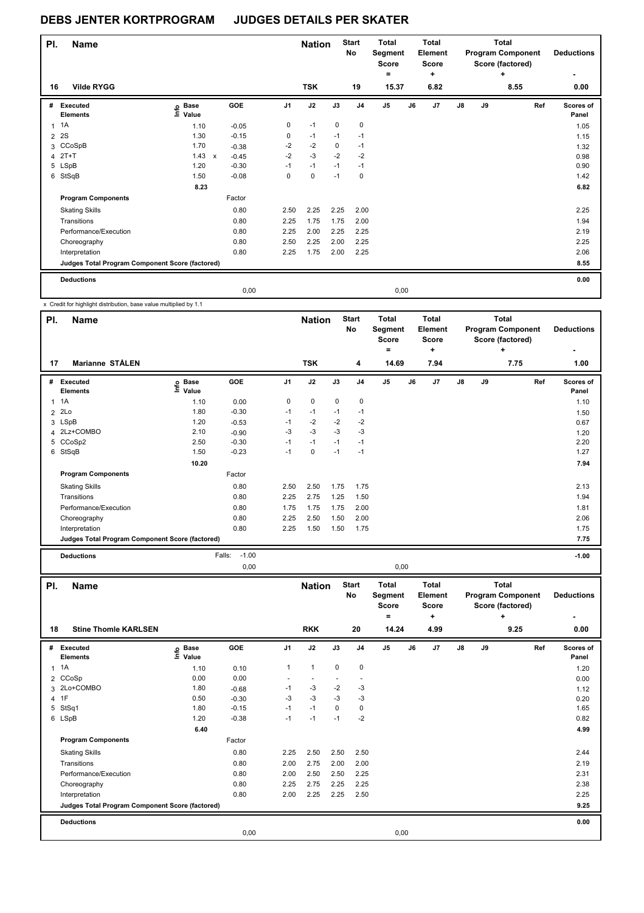# DEBS JENTER KORTPROGRAM JUDGES DETAILS PER SKATER

| Pl. | Name | Nation | Start No | Total Segment Score = | Total Element Score + | Total Program Component Score (factored) + | Deductions - |
|---|---|---|---|---|---|---|---|
| 16 | Vilde RYGG | TSK | 19 | 15.37 | 6.82 | 8.55 | 0.00 |

| # | Executed Elements | Info | Base Value | GOE | J1 | J2 | J3 | J4 | J5 | J6 | J7 | J8 | J9 | Ref | Scores of Panel |
|---|---|---|---|---|---|---|---|---|---|---|---|---|---|---|---|
| 1 | 1A | | 1.10 | -0.05 | 0 | -1 | 0 | 0 | | | | | | | 1.05 |
| 2 | 2S | | 1.30 | -0.15 | 0 | -1 | -1 | -1 | | | | | | | 1.15 |
| 3 | CCoSpB | | 1.70 | -0.38 | -2 | -2 | 0 | -1 | | | | | | | 1.32 |
| 4 | 2T+T | | 1.43 x | -0.45 | -2 | -3 | -2 | -2 | | | | | | | 0.98 |
| 5 | LSpB | | 1.20 | -0.30 | -1 | -1 | -1 | -1 | | | | | | | 0.90 |
| 6 | StSqB | | 1.50 | -0.08 | 0 | 0 | -1 | 0 | | | | | | | 1.42 |
| | | | 8.23 | | | | | | | | | | | | 6.82 |
| | **Program Components** | | | Factor | | | | | | | | | | | |
| | Skating Skills | | | 0.80 | 2.50 | 2.25 | 2.25 | 2.00 | | | | | | | 2.25 |
| | Transitions | | | 0.80 | 2.25 | 1.75 | 1.75 | 2.00 | | | | | | | 1.94 |
| | Performance/Execution | | | 0.80 | 2.25 | 2.00 | 2.25 | 2.25 | | | | | | | 2.19 |
| | Choreography | | | 0.80 | 2.50 | 2.25 | 2.00 | 2.25 | | | | | | | 2.25 |
| | Interpretation | | | 0.80 | 2.25 | 1.75 | 2.00 | 2.25 | | | | | | | 2.06 |
| | **Judges Total Program Component Score (factored)** | | | | | | | | | | | | | | 8.55 |
| | **Deductions** | | | | | | | | | | | | | | 0.00 |
| | | | | 0,00 | | | | | 0,00 | | | | | | |

x Credit for highlight distribution, base value multiplied by 1.1

| Pl. | Name | Nation | Start No | Total Segment Score = | Total Element Score + | Total Program Component Score (factored) + | Deductions - |
|---|---|---|---|---|---|---|---|
| 17 | Marianne STÅLEN | TSK | 4 | 14.69 | 7.94 | 7.75 | 1.00 |

| # | Executed Elements | Info | Base Value | GOE | J1 | J2 | J3 | J4 | J5 | J6 | J7 | J8 | J9 | Ref | Scores of Panel |
|---|---|---|---|---|---|---|---|---|---|---|---|---|---|---|---|
| 1 | 1A | | 1.10 | 0.00 | 0 | 0 | 0 | 0 | | | | | | | 1.10 |
| 2 | 2Lo | | 1.80 | -0.30 | -1 | -1 | -1 | -1 | | | | | | | 1.50 |
| 3 | LSpB | | 1.20 | -0.53 | -1 | -2 | -2 | -2 | | | | | | | 0.67 |
| 4 | 2Lz+COMBO | | 2.10 | -0.90 | -3 | -3 | -3 | -3 | | | | | | | 1.20 |
| 5 | CCoSp2 | | 2.50 | -0.30 | -1 | -1 | -1 | -1 | | | | | | | 2.20 |
| 6 | StSqB | | 1.50 | -0.23 | -1 | 0 | -1 | -1 | | | | | | | 1.27 |
| | | | 10.20 | | | | | | | | | | | | 7.94 |
| | **Program Components** | | | Factor | | | | | | | | | | | |
| | Skating Skills | | | 0.80 | 2.50 | 2.50 | 1.75 | 1.75 | | | | | | | 2.13 |
| | Transitions | | | 0.80 | 2.25 | 2.75 | 1.25 | 1.50 | | | | | | | 1.94 |
| | Performance/Execution | | | 0.80 | 1.75 | 1.75 | 1.75 | 2.00 | | | | | | | 1.81 |
| | Choreography | | | 0.80 | 2.25 | 2.50 | 1.50 | 2.00 | | | | | | | 2.06 |
| | Interpretation | | | 0.80 | 2.25 | 1.50 | 1.50 | 1.75 | | | | | | | 1.75 |
| | **Judges Total Program Component Score (factored)** | | | | | | | | | | | | | | 7.75 |
| | **Deductions** | | Falls: | -1.00 | | | | | | | | | | | -1.00 |
| | | | | 0,00 | | | | | 0,00 | | | | | | |

| Pl. | Name | Nation | Start No | Total Segment Score = | Total Element Score + | Total Program Component Score (factored) + | Deductions - |
|---|---|---|---|---|---|---|---|
| 18 | Stine Thomle KARLSEN | RKK | 20 | 14.24 | 4.99 | 9.25 | 0.00 |

| # | Executed Elements | Info | Base Value | GOE | J1 | J2 | J3 | J4 | J5 | J6 | J7 | J8 | J9 | Ref | Scores of Panel |
|---|---|---|---|---|---|---|---|---|---|---|---|---|---|---|---|
| 1 | 1A | | 1.10 | 0.10 | 1 | 1 | 0 | 0 | | | | | | | 1.20 |
| 2 | CCoSp | | 0.00 | 0.00 | - | - | - | - | | | | | | | 0.00 |
| 3 | 2Lo+COMBO | | 1.80 | -0.68 | -1 | -3 | -2 | -3 | | | | | | | 1.12 |
| 4 | 1F | | 0.50 | -0.30 | -3 | -3 | -3 | -3 | | | | | | | 0.20 |
| 5 | StSq1 | | 1.80 | -0.15 | -1 | -1 | 0 | 0 | | | | | | | 1.65 |
| 6 | LSpB | | 1.20 | -0.38 | -1 | -1 | -1 | -2 | | | | | | | 0.82 |
| | | | 6.40 | | | | | | | | | | | | 4.99 |
| | **Program Components** | | | Factor | | | | | | | | | | | |
| | Skating Skills | | | 0.80 | 2.25 | 2.50 | 2.50 | 2.50 | | | | | | | 2.44 |
| | Transitions | | | 0.80 | 2.00 | 2.75 | 2.00 | 2.00 | | | | | | | 2.19 |
| | Performance/Execution | | | 0.80 | 2.00 | 2.50 | 2.50 | 2.25 | | | | | | | 2.31 |
| | Choreography | | | 0.80 | 2.25 | 2.75 | 2.25 | 2.25 | | | | | | | 2.38 |
| | Interpretation | | | 0.80 | 2.00 | 2.25 | 2.25 | 2.50 | | | | | | | 2.25 |
| | **Judges Total Program Component Score (factored)** | | | | | | | | | | | | | | 9.25 |
| | **Deductions** | | | | | | | | | | | | | | 0.00 |
| | | | | 0,00 | | | | | 0,00 | | | | | | |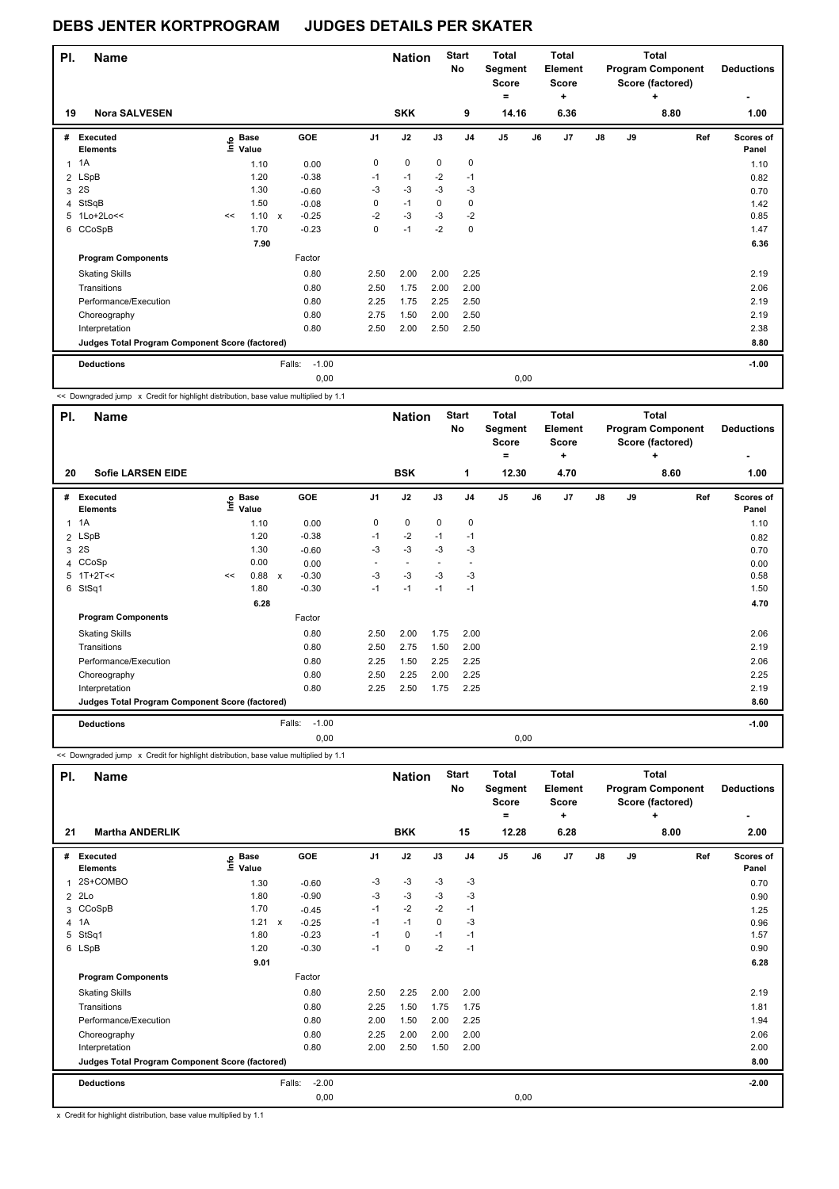# DEBS JENTER KORTPROGRAM JUDGES DETAILS PER SKATER

| Pl. | Name | Nation | Start No | Total Segment Score = | Total Element Score + | Total Program Component Score (factored) + | Deductions - |
|---|---|---|---|---|---|---|---|
| 19 | Nora SALVESEN | SKK | 9 | 14.16 | 6.36 | 8.80 | 1.00 |

| # | Executed Elements | Info | Base Value | | GOE | J1 | J2 | J3 | J4 | J5 | J6 | J7 | J8 | J9 | Ref | Scores of Panel |
|---|---|---|---|---|---|---|---|---|---|---|---|---|---|---|---|---|
| 1 | 1A | | 1.10 | | 0.00 | 0 | 0 | 0 | 0 | | | | | | | 1.10 |
| 2 | LSpB | | 1.20 | | -0.38 | -1 | -1 | -2 | -1 | | | | | | | 0.82 |
| 3 | 2S | | 1.30 | | -0.60 | -3 | -3 | -3 | -3 | | | | | | | 0.70 |
| 4 | StSqB | | 1.50 | | -0.08 | 0 | -1 | 0 | 0 | | | | | | | 1.42 |
| 5 | 1Lo+2Lo<< | << | 1.10 | x | -0.25 | -2 | -3 | -3 | -2 | | | | | | | 0.85 |
| 6 | CCoSpB | | 1.70 | | -0.23 | 0 | -1 | -2 | 0 | | | | | | | 1.47 |
| | | | 7.90 | | | | | | | | | | | | | 6.36 |

| Program Components | Factor | J1 | J2 | J3 | J4 | J5 | J6 | J7 | J8 | J9 | Scores of Panel |
|---|---|---|---|---|---|---|---|---|---|---|---|
| Skating Skills | 0.80 | 2.50 | 2.00 | 2.00 | 2.25 | | | | | | 2.19 |
| Transitions | 0.80 | 2.50 | 1.75 | 2.00 | 2.00 | | | | | | 2.06 |
| Performance/Execution | 0.80 | 2.25 | 1.75 | 2.25 | 2.50 | | | | | | 2.19 |
| Choreography | 0.80 | 2.75 | 1.50 | 2.00 | 2.50 | | | | | | 2.19 |
| Interpretation | 0.80 | 2.50 | 2.00 | 2.50 | 2.50 | | | | | | 2.38 |
| Judges Total Program Component Score (factored) | | | | | | | | | | | 8.80 |

| Deductions | Falls: | -1.00 | | -1.00 |
|---|---|---|---|---|
| | | 0,00 | 0,00 | |

<< Downgraded jump x Credit for highlight distribution, base value multiplied by 1.1

| Pl. | Name | Nation | Start No | Total Segment Score = | Total Element Score + | Total Program Component Score (factored) + | Deductions - |
|---|---|---|---|---|---|---|---|
| 20 | Sofie LARSEN EIDE | BSK | 1 | 12.30 | 4.70 | 8.60 | 1.00 |

| # | Executed Elements | Info | Base Value | | GOE | J1 | J2 | J3 | J4 | J5 | J6 | J7 | J8 | J9 | Ref | Scores of Panel |
|---|---|---|---|---|---|---|---|---|---|---|---|---|---|---|---|---|
| 1 | 1A | | 1.10 | | 0.00 | 0 | 0 | 0 | 0 | | | | | | | 1.10 |
| 2 | LSpB | | 1.20 | | -0.38 | -1 | -2 | -1 | -1 | | | | | | | 0.82 |
| 3 | 2S | | 1.30 | | -0.60 | -3 | -3 | -3 | -3 | | | | | | | 0.70 |
| 4 | CCoSp | | 0.00 | | 0.00 | - | - | - | - | | | | | | | 0.00 |
| 5 | 1T+2T<< | << | 0.88 | x | -0.30 | -3 | -3 | -3 | -3 | | | | | | | 0.58 |
| 6 | StSq1 | | 1.80 | | -0.30 | -1 | -1 | -1 | -1 | | | | | | | 1.50 |
| | | | 6.28 | | | | | | | | | | | | | 4.70 |

| Program Components | Factor | J1 | J2 | J3 | J4 | J5 | J6 | J7 | J8 | J9 | Scores of Panel |
|---|---|---|---|---|---|---|---|---|---|---|---|
| Skating Skills | 0.80 | 2.50 | 2.00 | 1.75 | 2.00 | | | | | | 2.06 |
| Transitions | 0.80 | 2.50 | 2.75 | 1.50 | 2.00 | | | | | | 2.19 |
| Performance/Execution | 0.80 | 2.25 | 1.50 | 2.25 | 2.25 | | | | | | 2.06 |
| Choreography | 0.80 | 2.50 | 2.25 | 2.00 | 2.25 | | | | | | 2.25 |
| Interpretation | 0.80 | 2.25 | 2.50 | 1.75 | 2.25 | | | | | | 2.19 |
| Judges Total Program Component Score (factored) | | | | | | | | | | | 8.60 |

| Deductions | Falls: | -1.00 | | -1.00 |
|---|---|---|---|---|
| | | 0,00 | 0,00 | |

<< Downgraded jump x Credit for highlight distribution, base value multiplied by 1.1

| Pl. | Name | Nation | Start No | Total Segment Score = | Total Element Score + | Total Program Component Score (factored) + | Deductions - |
|---|---|---|---|---|---|---|---|
| 21 | Martha ANDERLIK | BKK | 15 | 12.28 | 6.28 | 8.00 | 2.00 |

| # | Executed Elements | Info | Base Value | | GOE | J1 | J2 | J3 | J4 | J5 | J6 | J7 | J8 | J9 | Ref | Scores of Panel |
|---|---|---|---|---|---|---|---|---|---|---|---|---|---|---|---|---|
| 1 | 2S+COMBO | | 1.30 | | -0.60 | -3 | -3 | -3 | -3 | | | | | | | 0.70 |
| 2 | 2Lo | | 1.80 | | -0.90 | -3 | -3 | -3 | -3 | | | | | | | 0.90 |
| 3 | CCoSpB | | 1.70 | | -0.45 | -1 | -2 | -2 | -1 | | | | | | | 1.25 |
| 4 | 1A | | 1.21 | x | -0.25 | -1 | -1 | 0 | -3 | | | | | | | 0.96 |
| 5 | StSq1 | | 1.80 | | -0.23 | -1 | 0 | -1 | -1 | | | | | | | 1.57 |
| 6 | LSpB | | 1.20 | | -0.30 | -1 | 0 | -2 | -1 | | | | | | | 0.90 |
| | | | 9.01 | | | | | | | | | | | | | 6.28 |

| Program Components | Factor | J1 | J2 | J3 | J4 | J5 | J6 | J7 | J8 | J9 | Scores of Panel |
|---|---|---|---|---|---|---|---|---|---|---|---|
| Skating Skills | 0.80 | 2.50 | 2.25 | 2.00 | 2.00 | | | | | | 2.19 |
| Transitions | 0.80 | 2.25 | 1.50 | 1.75 | 1.75 | | | | | | 1.81 |
| Performance/Execution | 0.80 | 2.00 | 1.50 | 2.00 | 2.25 | | | | | | 1.94 |
| Choreography | 0.80 | 2.25 | 2.00 | 2.00 | 2.00 | | | | | | 2.06 |
| Interpretation | 0.80 | 2.00 | 2.50 | 1.50 | 2.00 | | | | | | 2.00 |
| Judges Total Program Component Score (factored) | | | | | | | | | | | 8.00 |

| Deductions | Falls: | -2.00 | | -2.00 |
|---|---|---|---|---|
| | | 0,00 | 0,00 | |

x Credit for highlight distribution, base value multiplied by 1.1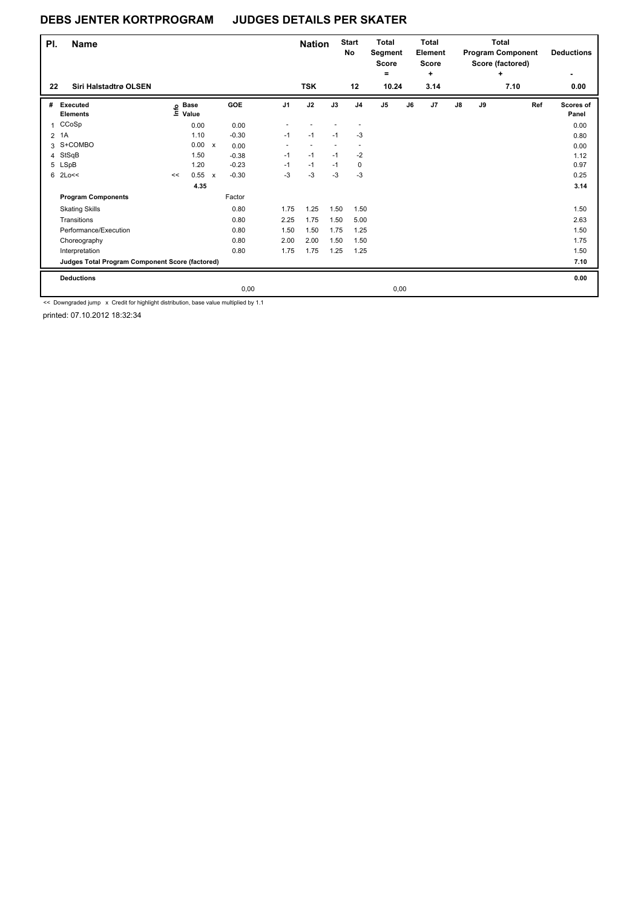## DEBS JENTER KORTPROGRAM JUDGES DETAILS PER SKATER

| Pl. | Name | Nation | Start No | Total Segment Score = | Total Element Score + | Total Program Component Score (factored) + | Deductions - |
|---|---|---|---|---|---|---|---|
| 22 | Siri Halstadtrø OLSEN | TSK | 12 | 10.24 | 3.14 | 7.10 | 0.00 |

| # | Executed Elements | Info | Base Value | | GOE | J1 | J2 | J3 | J4 | J5 | J6 | J7 | J8 | J9 | Ref | Scores of Panel |
|---|---|---|---|---|---|---|---|---|---|---|---|---|---|---|---|---|
| 1 | CCoSp | | 0.00 | | 0.00 | - | - | - | - | | | | | | | 0.00 |
| 2 | 1A | | 1.10 | | -0.30 | -1 | -1 | -1 | -3 | | | | | | | 0.80 |
| 3 | S+COMBO | | 0.00 | x | 0.00 | - | - | - | - | | | | | | | 0.00 |
| 4 | StSqB | | 1.50 | | -0.38 | -1 | -1 | -1 | -2 | | | | | | | 1.12 |
| 5 | LSpB | | 1.20 | | -0.23 | -1 | -1 | -1 | 0 | | | | | | | 0.97 |
| 6 | 2Lo<< | << | 0.55 | x | -0.30 | -3 | -3 | -3 | -3 | | | | | | | 0.25 |
| | | | 4.35 | | | | | | | | | | | | | 3.14 |
| | **Program Components** | | | | Factor | | | | | | | | | | | |
| | Skating Skills | | | | 0.80 | 1.75 | 1.25 | 1.50 | 1.50 | | | | | | | 1.50 |
| | Transitions | | | | 0.80 | 2.25 | 1.75 | 1.50 | 5.00 | | | | | | | 2.63 |
| | Performance/Execution | | | | 0.80 | 1.50 | 1.50 | 1.75 | 1.25 | | | | | | | 1.50 |
| | Choreography | | | | 0.80 | 2.00 | 2.00 | 1.50 | 1.50 | | | | | | | 1.75 |
| | Interpretation | | | | 0.80 | 1.75 | 1.75 | 1.25 | 1.25 | | | | | | | 1.50 |
| | **Judges Total Program Component Score (factored)** | | | | | | | | | | | | | | | 7.10 |
| | **Deductions** | | | | | | | | | | | | | | | 0.00 |
| | | | | | 0,00 | | | | | 0,00 | | | | | | |

<< Downgraded jump x Credit for highlight distribution, base value multiplied by 1.1

printed: 07.10.2012 18:32:34